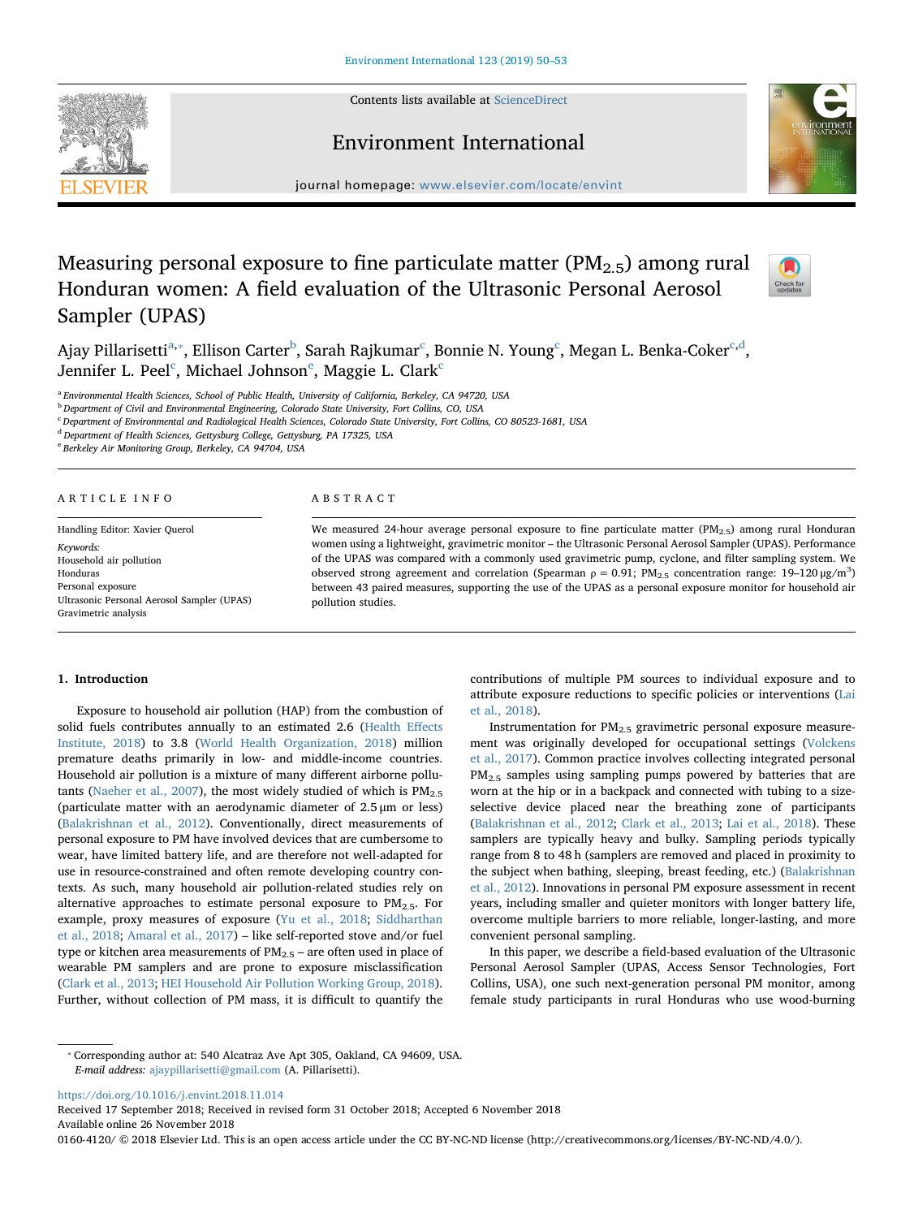# Measuring personal exposure to fine particulate matter ($PM_{2.5}$) among rural Honduran women: A field evaluation of the Ultrasonic Personal Aerosol Sampler (UPAS)

Ajay Pillarisetti[a,*], Ellison Carter[b], Sarah Rajkumar[c], Bonnie N. Young[c], Megan L. Benka-Coker[c,d], Jennifer L. Peel[c], Michael Johnson[e], Maggie L. Clark[c]

[a] Environmental Health Sciences, School of Public Health, University of California, Berkeley, CA 94720, USA
[b] Department of Civil and Environmental Engineering, Colorado State University, Fort Collins, CO, USA
[c] Department of Environmental and Radiological Health Sciences, Colorado State University, Fort Collins, CO 80523-1681, USA
[d] Department of Health Sciences, Gettysburg College, Gettysburg, PA 17325, USA
[e] Berkeley Air Monitoring Group, Berkeley, CA 94704, USA

## ARTICLE INFO

Handling Editor: Xavier Querol

*Keywords:*
Household air pollution
Honduras
Personal exposure
Ultrasonic Personal Aerosol Sampler (UPAS)
Gravimetric analysis

## ABSTRACT

We measured 24-hour average personal exposure to fine particulate matter ($PM_{2.5}$) among rural Honduran women using a lightweight, gravimetric monitor – the Ultrasonic Personal Aerosol Sampler (UPAS). Performance of the UPAS was compared with a commonly used gravimetric pump, cyclone, and filter sampling system. We observed strong agreement and correlation (Spearman $\rho = 0.91$; $PM_{2.5}$ concentration range: 19–120 $\mu g/m^3$) between 43 paired measures, supporting the use of the UPAS as a personal exposure monitor for household air pollution studies.

## 1. Introduction

Exposure to household air pollution (HAP) from the combustion of solid fuels contributes annually to an estimated 2.6 (Health Effects Institute, 2018) to 3.8 (World Health Organization, 2018) million premature deaths primarily in low- and middle-income countries. Household air pollution is a mixture of many different airborne pollutants (Naeher et al., 2007), the most widely studied of which is $PM_{2.5}$ (particulate matter with an aerodynamic diameter of 2.5 μm or less) (Balakrishnan et al., 2012). Conventionally, direct measurements of personal exposure to PM have involved devices that are cumbersome to wear, have limited battery life, and are therefore not well-adapted for use in resource-constrained and often remote developing country contexts. As such, many household air pollution-related studies rely on alternative approaches to estimate personal exposure to $PM_{2.5}$. For example, proxy measures of exposure (Yu et al., 2018; Siddharthan et al., 2018; Amaral et al., 2017) – like self-reported stove and/or fuel type or kitchen area measurements of $PM_{2.5}$ – are often used in place of wearable PM samplers and are prone to exposure misclassification (Clark et al., 2013; HEI Household Air Pollution Working Group, 2018). Further, without collection of PM mass, it is difficult to quantify the contributions of multiple PM sources to individual exposure and to attribute exposure reductions to specific policies or interventions (Lai et al., 2018).

Instrumentation for $PM_{2.5}$ gravimetric personal exposure measurement was originally developed for occupational settings (Volckens et al., 2017). Common practice involves collecting integrated personal $PM_{2.5}$ samples using sampling pumps powered by batteries that are worn at the hip or in a backpack and connected with tubing to a size-selective device placed near the breathing zone of participants (Balakrishnan et al., 2012; Clark et al., 2013; Lai et al., 2018). These samplers are typically heavy and bulky. Sampling periods typically range from 8 to 48 h (samplers are removed and placed in proximity to the subject when bathing, sleeping, breast feeding, etc.) (Balakrishnan et al., 2012). Innovations in personal PM exposure assessment in recent years, including smaller and quieter monitors with longer battery life, overcome multiple barriers to more reliable, longer-lasting, and more convenient personal sampling.

In this paper, we describe a field-based evaluation of the Ultrasonic Personal Aerosol Sampler (UPAS, Access Sensor Technologies, Fort Collins, USA), one such next-generation personal PM monitor, among female study participants in rural Honduras who use wood-burning

---

* Corresponding author at: 540 Alcatraz Ave Apt 305, Oakland, CA 94609, USA.
*E-mail address:* ajaypillarisetti@gmail.com (A. Pillarisetti).

https://doi.org/10.1016/j.envint.2018.11.014
Received 17 September 2018; Received in revised form 31 October 2018; Accepted 6 November 2018
Available online 26 November 2018
0160-4120/ © 2018 Elsevier Ltd. This is an open access article under the CC BY-NC-ND license (http://creativecommons.org/licenses/BY-NC-ND/4.0/).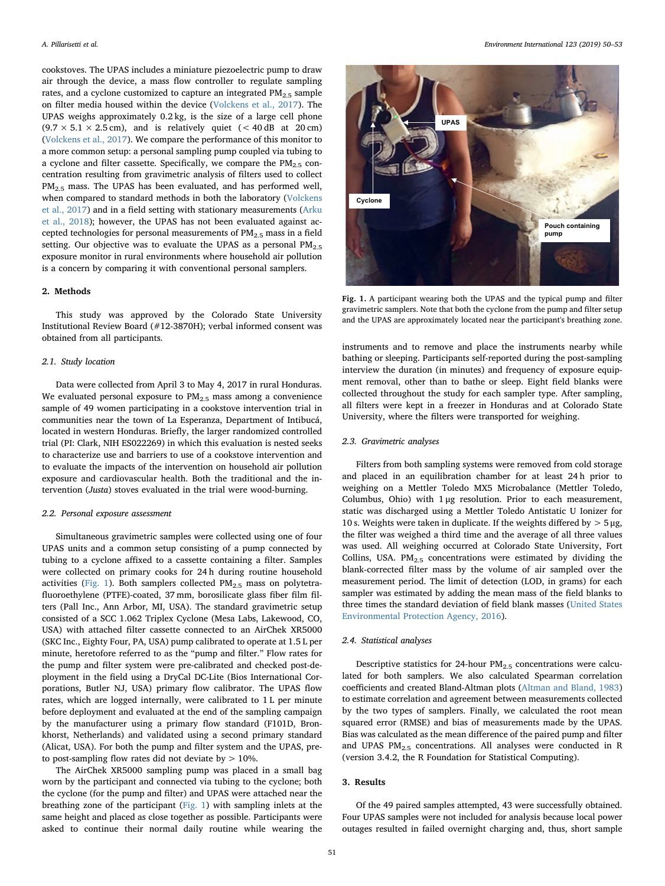cookstoves. The UPAS includes a miniature piezoelectric pump to draw air through the device, a mass flow controller to regulate sampling rates, and a cyclone customized to capture an integrated $PM_{2.5}$ sample on filter media housed within the device (Volckens et al., 2017). The UPAS weighs approximately 0.2 kg, is the size of a large cell phone (9.7 × 5.1 × 2.5 cm), and is relatively quiet (< 40 dB at 20 cm) (Volckens et al., 2017). We compare the performance of this monitor to a more common setup: a personal sampling pump coupled via tubing to a cyclone and filter cassette. Specifically, we compare the $PM_{2.5}$ concentration resulting from gravimetric analysis of filters used to collect $PM_{2.5}$ mass. The UPAS has been evaluated, and has performed well, when compared to standard methods in both the laboratory (Volckens et al., 2017) and in a field setting with stationary measurements (Arku et al., 2018); however, the UPAS has not been evaluated against accepted technologies for personal measurements of $PM_{2.5}$ mass in a field setting. Our objective was to evaluate the UPAS as a personal $PM_{2.5}$ exposure monitor in rural environments where household air pollution is a concern by comparing it with conventional personal samplers.

## 2. Methods

This study was approved by the Colorado State University Institutional Review Board (#12-3870H); verbal informed consent was obtained from all participants.

### 2.1. Study location

Data were collected from April 3 to May 4, 2017 in rural Honduras. We evaluated personal exposure to $PM_{2.5}$ mass among a convenience sample of 49 women participating in a cookstove intervention trial in communities near the town of La Esperanza, Department of Intibucá, located in western Honduras. Briefly, the larger randomized controlled trial (PI: Clark, NIH ES022269) in which this evaluation is nested seeks to characterize use and barriers to use of a cookstove intervention and to evaluate the impacts of the intervention on household air pollution exposure and cardiovascular health. Both the traditional and the intervention (*Justa*) stoves evaluated in the trial were wood-burning.

### 2.2. Personal exposure assessment

Simultaneous gravimetric samples were collected using one of four UPAS units and a common setup consisting of a pump connected by tubing to a cyclone affixed to a cassette containing a filter. Samples were collected on primary cooks for 24 h during routine household activities (Fig. 1). Both samplers collected $PM_{2.5}$ mass on polytetrafluoroethylene (PTFE)-coated, 37 mm, borosilicate glass fiber film filters (Pall Inc., Ann Arbor, MI, USA). The standard gravimetric setup consisted of a SCC 1.062 Triplex Cyclone (Mesa Labs, Lakewood, CO, USA) with attached filter cassette connected to an AirChek XR5000 (SKC Inc., Eighty Four, PA, USA) pump calibrated to operate at 1.5 L per minute, heretofore referred to as the "pump and filter." Flow rates for the pump and filter system were pre-calibrated and checked post-deployment in the field using a DryCal DC-Lite (Bios International Corporations, Butler NJ, USA) primary flow calibrator. The UPAS flow rates, which are logged internally, were calibrated to 1 L per minute before deployment and evaluated at the end of the sampling campaign by the manufacturer using a primary flow standard (F101D, Bronkhorst, Netherlands) and validated using a second primary standard (Alicat, USA). For both the pump and filter and the UPAS, pre-to post-sampling flow rates did not deviate by > 10%.

The AirChek XR5000 sampling pump was placed in a small bag worn by the participant and connected via tubing to the cyclone; both the cyclone (for the pump and filter) and UPAS were attached near the breathing zone of the participant (Fig. 1) with sampling inlets at the same height and placed as close together as possible. Participants were asked to continue their normal daily routine while wearing the instruments and to remove and place the instruments nearby while bathing or sleeping. Participants self-reported during the post-sampling interview the duration (in minutes) and frequency of exposure equipment removal, other than to bathe or sleep. Eight field blanks were collected throughout the study for each sampler type. After sampling, all filters were kept in a freezer in Honduras and at Colorado State University, where the filters were transported for weighing.

Fig. 1. A participant wearing both the UPAS and the typical pump and filter gravimetric samplers. Note that both the cyclone from the pump and filter setup and the UPAS are approximately located near the participant's breathing zone.

### 2.3. Gravimetric analyses

Filters from both sampling systems were removed from cold storage and placed in an equilibration chamber for at least 24 h prior to weighing on a Mettler Toledo MX5 Microbalance (Mettler Toledo, Columbus, Ohio) with 1 μg resolution. Prior to each measurement, static was discharged using a Mettler Toledo Antistatic U Ionizer for 10 s. Weights were taken in duplicate. If the weights differed by > 5 μg, the filter was weighed a third time and the average of all three values was used. All weighing occurred at Colorado State University, Fort Collins, USA. $PM_{2.5}$ concentrations were estimated by dividing the blank-corrected filter mass by the volume of air sampled over the measurement period. The limit of detection (LOD, in grams) for each sampler was estimated by adding the mean mass of the field blanks to three times the standard deviation of field blank masses (United States Environmental Protection Agency, 2016).

### 2.4. Statistical analyses

Descriptive statistics for 24-hour $PM_{2.5}$ concentrations were calculated for both samplers. We also calculated Spearman correlation coefficients and created Bland-Altman plots (Altman and Bland, 1983) to estimate correlation and agreement between measurements collected by the two types of samplers. Finally, we calculated the root mean squared error (RMSE) and bias of measurements made by the UPAS. Bias was calculated as the mean difference of the paired pump and filter and UPAS $PM_{2.5}$ concentrations. All analyses were conducted in R (version 3.4.2, the R Foundation for Statistical Computing).

## 3. Results

Of the 49 paired samples attempted, 43 were successfully obtained. Four UPAS samples were not included for analysis because local power outages resulted in failed overnight charging and, thus, short sample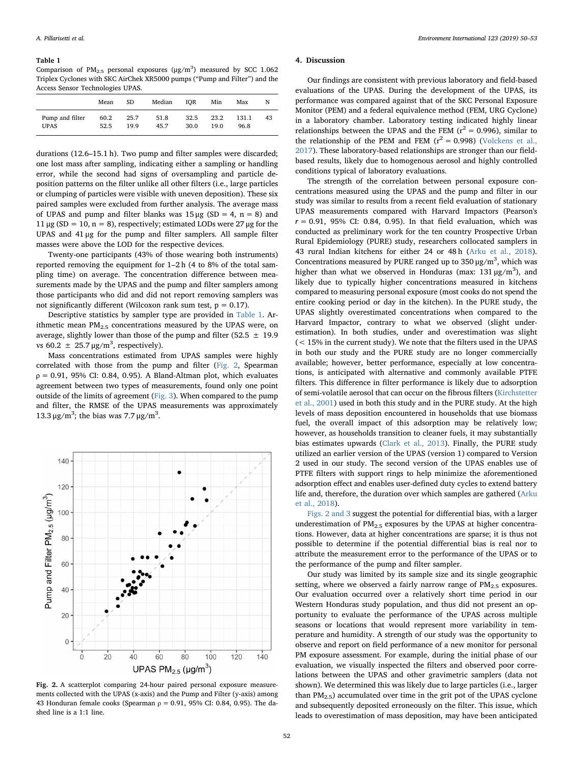**Table 1**
Comparison of $PM_{2.5}$ personal exposures ($\mu g/m^3$) measured by SCC 1.062 Triplex Cyclones with SKC AirChek XR5000 pumps ("Pump and Filter") and the Access Sensor Technologies UPAS.

| | Mean | SD | Median | IQR | Min | Max | N |
|---|---|---|---|---|---|---|---|
| Pump and filter | 60.2 | 25.7 | 51.8 | 32.5 | 23.2 | 131.1 | 43 |
| UPAS | 52.5 | 19.9 | 45.7 | 30.0 | 19.0 | 96.8 | |

durations (12.6–15.1 h). Two pump and filter samples were discarded; one lost mass after sampling, indicating either a sampling or handling error, while the second had signs of oversampling and particle deposition patterns on the filter unlike all other filters (i.e., large particles or clumping of particles were visible with uneven deposition). These six paired samples were excluded from further analysis. The average mass of UPAS and pump and filter blanks was 15 μg (SD = 4, n = 8) and 11 μg (SD = 10, n = 8), respectively; estimated LODs were 27 μg for the UPAS and 41 μg for the pump and filter samplers. All sample filter masses were above the LOD for the respective devices.

Twenty-one participants (43% of those wearing both instruments) reported removing the equipment for 1–2 h (4 to 8% of the total sampling time) on average. The concentration difference between measurements made by the UPAS and the pump and filter samplers among those participants who did and did not report removing samplers was not significantly different (Wilcoxon rank sum test, $p = 0.17$).

Descriptive statistics by sampler type are provided in Table 1. Arithmetic mean $PM_{2.5}$ concentrations measured by the UPAS were, on average, slightly lower than those of the pump and filter (52.5 ± 19.9 vs 60.2 ± 25.7 $\mu g/m^3$, respectively).

Mass concentrations estimated from UPAS samples were highly correlated with those from the pump and filter (Fig. 2, Spearman $\rho = 0.91$, 95% CI: 0.84, 0.95). A Bland-Altman plot, which evaluates agreement between two types of measurements, found only one point outside of the limits of agreement (Fig. 3). When compared to the pump and filter, the RMSE of the UPAS measurements was approximately 13.3 $\mu g/m^3$; the bias was 7.7 $\mu g/m^3$.

**Fig. 2.** A scatterplot comparing 24-hour paired personal exposure measurements collected with the UPAS (x-axis) and the Pump and Filter (y-axis) among 43 Honduran female cooks (Spearman $\rho = 0.91$, 95% CI: 0.84, 0.95). The dashed line is a 1:1 line.

## 4. Discussion

Our findings are consistent with previous laboratory and field-based evaluations of the UPAS. During the development of the UPAS, its performance was compared against that of the SKC Personal Exposure Monitor (PEM) and a federal equivalence method (FEM, URG Cyclone) in a laboratory chamber. Laboratory testing indicated highly linear relationships between the UPAS and the FEM ($r^2 = 0.996$), similar to the relationship of the PEM and FEM ($r^2 = 0.998$) (Volckens et al., 2017). These laboratory-based relationships are stronger than our field-based results, likely due to homogenous aerosol and highly controlled conditions typical of laboratory evaluations.

The strength of the correlation between personal exposure concentrations measured using the UPAS and the pump and filter in our study was similar to results from a recent field evaluation of stationary UPAS measurements compared with Harvard Impactors (Pearson's $r = 0.91$, 95% CI: 0.84, 0.95). In that field evaluation, which was conducted as preliminary work for the ten country Prospective Urban Rural Epidemiology (PURE) study, researchers collocated samplers in 43 rural Indian kitchens for either 24 or 48 h (Arku et al., 2018). Concentrations measured by PURE ranged up to 350 $\mu g/m^3$, which was higher than what we observed in Honduras (max: 131 $\mu g/m^3$), and likely due to typically higher concentrations measured in kitchens compared to measuring personal exposure (most cooks do not spend the entire cooking period or day in the kitchen). In the PURE study, the UPAS slightly overestimated concentrations when compared to the Harvard Impactor, contrary to what we observed (slight underestimation). In both studies, under and overestimation was slight (< 15% in the current study). We note that the filters used in the UPAS in both our study and the PURE study are no longer commercially available; however, better performance, especially at low concentrations, is anticipated with alternative and commonly available PTFE filters. This difference in filter performance is likely due to adsorption of semi-volatile aerosol that can occur on the fibrous filters (Kirchstetter et al., 2001) used in both this study and in the PURE study. At the high levels of mass deposition encountered in households that use biomass fuel, the overall impact of this adsorption may be relatively low; however, as households transition to cleaner fuels, it may substantially bias estimates upwards (Clark et al., 2013). Finally, the PURE study utilized an earlier version of the UPAS (version 1) compared to Version 2 used in our study. The second version of the UPAS enables use of PTFE filters with support rings to help minimize the aforementioned adsorption effect and enables user-defined duty cycles to extend battery life and, therefore, the duration over which samples are gathered (Arku et al., 2018).

Figs. 2 and 3 suggest the potential for differential bias, with a larger underestimation of $PM_{2.5}$ exposures by the UPAS at higher concentrations. However, data at higher concentrations are sparse; it is thus not possible to determine if the potential differential bias is real nor to attribute the measurement error to the performance of the UPAS or to the performance of the pump and filter sampler.

Our study was limited by its sample size and its single geographic setting, where we observed a fairly narrow range of $PM_{2.5}$ exposures. Our evaluation occurred over a relatively short time period in our Western Honduras study population, and thus did not present an opportunity to evaluate the performance of the UPAS across multiple seasons or locations that would represent more variability in temperature and humidity. A strength of our study was the opportunity to observe and report on field performance of a new monitor for personal PM exposure assessment. For example, during the initial phase of our evaluation, we visually inspected the filters and observed poor correlations between the UPAS and other gravimetric samplers (data not shown). We determined this was likely due to large particles (i.e., larger than $PM_{2.5}$) accumulated over time in the grit pot of the UPAS cyclone and subsequently deposited erroneously on the filter. This issue, which leads to overestimation of mass deposition, may have been anticipated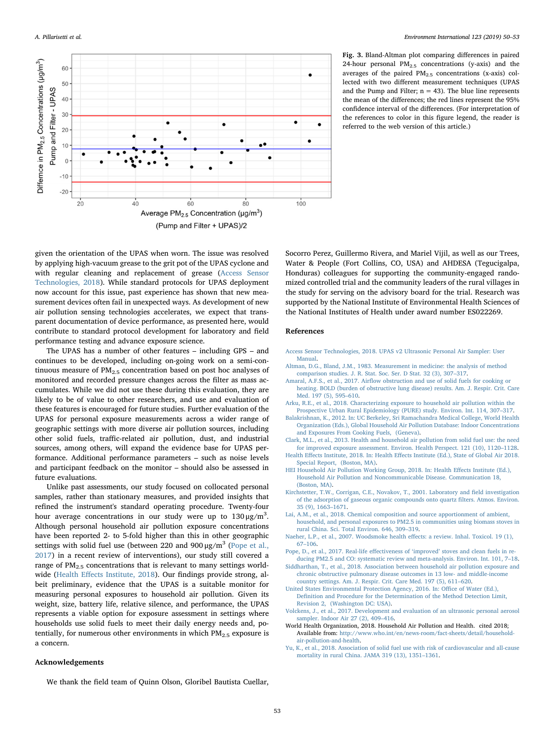Diffrence in $PM_{2.5}$ Concentrations (μg/m³)
Pump and Filter - UPAS

60
50
40
30
20
10
0
-10
-20

20 40 60 80 100

Average $PM_{2.5}$ Concentration (μg/m³)
(Pump and Filter + UPAS)/2

**Fig. 3.** Bland-Altman plot comparing differences in paired 24-hour personal $PM_{2.5}$ concentrations (y-axis) and the averages of the paired $PM_{2.5}$ concentrations (x-axis) collected with two different measurement techniques (UPAS and the Pump and Filter; n = 43). The blue line represents the mean of the differences; the red lines represent the 95% confidence interval of the differences. (For interpretation of the references to color in this figure legend, the reader is referred to the web version of this article.)

given the orientation of the UPAS when worn. The issue was resolved by applying high-vacuum grease to the grit pot of the UPAS cyclone and with regular cleaning and replacement of grease (Access Sensor Technologies, 2018). While standard protocols for UPAS deployment now account for this issue, past experience has shown that new measurement devices often fail in unexpected ways. As development of new air pollution sensing technologies accelerates, we expect that transparent documentation of device performance, as presented here, would contribute to standard protocol development for laboratory and field performance testing and advance exposure science.

The UPAS has a number of other features – including GPS – and continues to be developed, including on-going work on a semi-continuous measure of $PM_{2.5}$ concentration based on post hoc analyses of monitored and recorded pressure changes across the filter as mass accumulates. While we did not use these during this evaluation, they are likely to be of value to other researchers, and use and evaluation of these features is encouraged for future studies. Further evaluation of the UPAS for personal exposure measurements across a wider range of geographic settings with more diverse air pollution sources, including other solid fuels, traffic-related air pollution, dust, and industrial sources, among others, will expand the evidence base for UPAS performance. Additional performance parameters – such as noise levels and participant feedback on the monitor – should also be assessed in future evaluations.

Unlike past assessments, our study focused on collocated personal samples, rather than stationary measures, and provided insights that refined the instrument's standard operating procedure. Twenty-four hour average concentrations in our study were up to 130 μg/m³. Although personal household air pollution exposure concentrations have been reported 2- to 5-fold higher than this in other geographic settings with solid fuel use (between 220 and 900 μg/m³ (Pope et al., 2017) in a recent review of interventions), our study still covered a range of $PM_{2.5}$ concentrations that is relevant to many settings worldwide (Health Effects Institute, 2018). Our findings provide strong, albeit preliminary, evidence that the UPAS is a suitable monitor for measuring personal exposures to household air pollution. Given its weight, size, battery life, relative silence, and performance, the UPAS represents a viable option for exposure assessment in settings where households use solid fuels to meet their daily energy needs and, potentially, for numerous other environments in which $PM_{2.5}$ exposure is a concern.

## Acknowledgements

We thank the field team of Quinn Olson, Gloribel Bautista Cuellar, Socorro Perez, Guillermo Rivera, and Mariel Vijil, as well as our Trees, Water & People (Fort Collins, CO, USA) and AHDESA (Tegucigalpa, Honduras) colleagues for supporting the community-engaged randomized controlled trial and the community leaders of the rural villages in the study for serving on the advisory board for the trial. Research was supported by the National Institute of Environmental Health Sciences of the National Institutes of Health under award number ES022269.

## References

Access Sensor Technologies, 2018. UPAS v2 Ultrasonic Personal Air Sampler: User Manual.

Altman, D.G., Bland, J.M., 1983. Measurement in medicine: the analysis of method comparison studies. J. R. Stat. Soc. Ser. D Stat. 32 (3), 307–317.

Amaral, A.F.S., et al., 2017. Airflow obstruction and use of solid fuels for cooking or heating. BOLD (burden of obstructive lung disease) results. Am. J. Respir. Crit. Care Med. 197 (5), 595–610.

Arku, R.E., et al., 2018. Characterizing exposure to household air pollution within the Prospective Urban Rural Epidemiology (PURE) study. Environ. Int. 114, 307–317.

Balakrishnan, K., 2012. In: UC Berkeley, Sri Ramachandra Medical College, World Health Organization (Eds.), Global Household Air Pollution Database: Indoor Concentrations and Exposures From Cooking Fuels, (Geneva).

Clark, M.L., et al., 2013. Health and household air pollution from solid fuel use: the need for improved exposure assessment. Environ. Health Perspect. 121 (10), 1120–1128.

Health Effects Institute, 2018. In: Health Effects Institute (Ed.), State of Global Air 2018. Special Report, (Boston, MA).

HEI Household Air Pollution Working Group, 2018. In: Health Effects Institute (Ed.), Household Air Pollution and Noncommunicable Disease. Communication 18, (Boston, MA).

Kirchstetter, T.W., Corrigan, C.E., Novakov, T., 2001. Laboratory and field investigation of the adsorption of gaseous organic compounds onto quartz filters. Atmos. Environ. 35 (9), 1663–1671.

Lai, A.M., et al., 2018. Chemical composition and source apportionment of ambient, household, and personal exposures to PM2.5 in communities using biomass stoves in rural China. Sci. Total Environ. 646, 309–319.

Naeher, L.P., et al., 2007. Woodsmoke health effects: a review. Inhal. Toxicol. 19 (1), 67–106.

Pope, D., et al., 2017. Real-life effectiveness of 'improved' stoves and clean fuels in reducing PM2.5 and CO: systematic review and meta-analysis. Environ. Int. 101, 7–18.

Siddharthan, T., et al., 2018. Association between household air pollution exposure and chronic obstructive pulmonary disease outcomes in 13 low- and middle-income country settings. Am. J. Respir. Crit. Care Med. 197 (5), 611–620.

United States Environmental Protection Agency, 2016. In: Office of Water (Ed.), Definition and Procedure for the Determination of the Method Detection Limit, Revision 2, (Washington DC: USA).

Volckens, J., et al., 2017. Development and evaluation of an ultrasonic personal aerosol sampler. Indoor Air 27 (2), 409–416.

World Health Organization, 2018. Household Air Pollution and Health. cited 2018; Available from: http://www.who.int/en/news-room/fact-sheets/detail/household-air-pollution-and-health.

Yu, K., et al., 2018. Association of solid fuel use with risk of cardiovascular and all-cause mortality in rural China. JAMA 319 (13), 1351–1361.